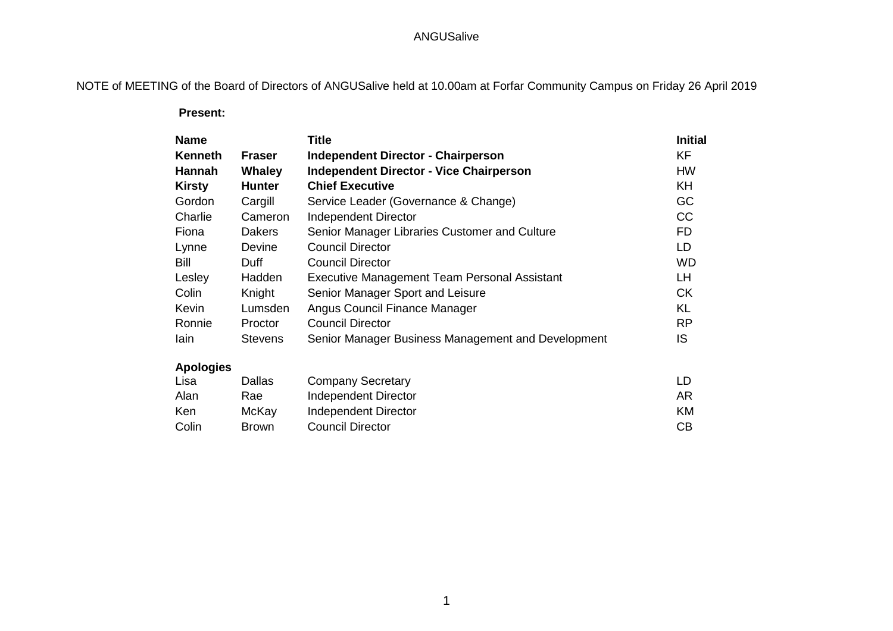# ANGUSalive

NOTE of MEETING of the Board of Directors of ANGUSalive held at 10.00am at Forfar Community Campus on Friday 26 April 2019

**Present:**

| Name | | Title | Initial |
|---|---|---|---|
| **Kenneth** | **Fraser** | **Independent Director - Chairperson** | KF |
| **Hannah** | **Whaley** | **Independent Director - Vice Chairperson** | HW |
| **Kirsty** | **Hunter** | **Chief Executive** | KH |
| Gordon | Cargill | Service Leader (Governance & Change) | GC |
| Charlie | Cameron | Independent Director | CC |
| Fiona | Dakers | Senior Manager Libraries Customer and Culture | FD |
| Lynne | Devine | Council Director | LD |
| Bill | Duff | Council Director | WD |
| Lesley | Hadden | Executive Management Team Personal Assistant | LH |
| Colin | Knight | Senior Manager Sport and Leisure | CK |
| Kevin | Lumsden | Angus Council Finance Manager | KL |
| Ronnie | Proctor | Council Director | RP |
| Iain | Stevens | Senior Manager Business Management and Development | IS |
| **Apologies** | | | |
| Lisa | Dallas | Company Secretary | LD |
| Alan | Rae | Independent Director | AR |
| Ken | McKay | Independent Director | KM |
| Colin | Brown | Council Director | CB |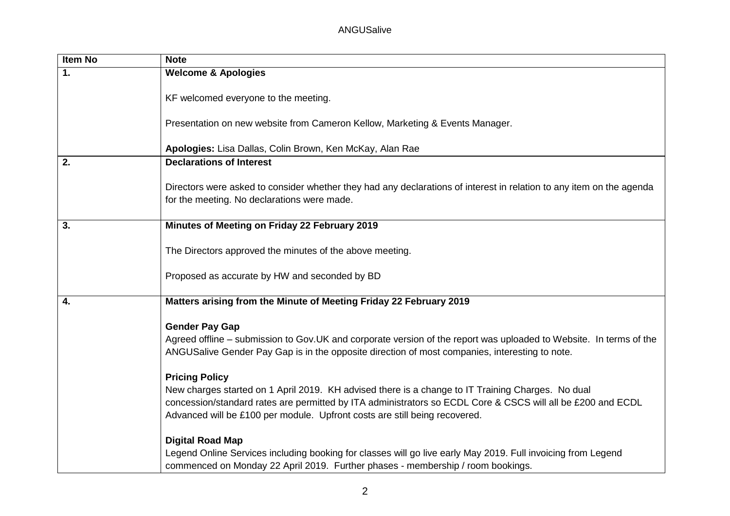| Item No | Note |
|---|---|
| **1.** | **Welcome & Apologies**<br><br>KF welcomed everyone to the meeting.<br><br>Presentation on new website from Cameron Kellow, Marketing & Events Manager.<br><br>**Apologies:** Lisa Dallas, Colin Brown, Ken McKay, Alan Rae |
| **2.** | **Declarations of Interest**<br><br>Directors were asked to consider whether they had any declarations of interest in relation to any item on the agenda for the meeting. No declarations were made. |
| **3.** | **Minutes of Meeting on Friday 22 February 2019**<br><br>The Directors approved the minutes of the above meeting.<br><br>Proposed as accurate by HW and seconded by BD |
| **4.** | **Matters arising from the Minute of Meeting Friday 22 February 2019**<br><br>**Gender Pay Gap**<br>Agreed offline – submission to Gov.UK and corporate version of the report was uploaded to Website. In terms of the ANGUSalive Gender Pay Gap is in the opposite direction of most companies, interesting to note.<br><br>**Pricing Policy**<br>New charges started on 1 April 2019. KH advised there is a change to IT Training Charges. No dual concession/standard rates are permitted by ITA administrators so ECDL Core & CSCS will all be £200 and ECDL Advanced will be £100 per module. Upfront costs are still being recovered.<br><br>**Digital Road Map**<br>Legend Online Services including booking for classes will go live early May 2019. Full invoicing from Legend commenced on Monday 22 April 2019. Further phases - membership / room bookings. |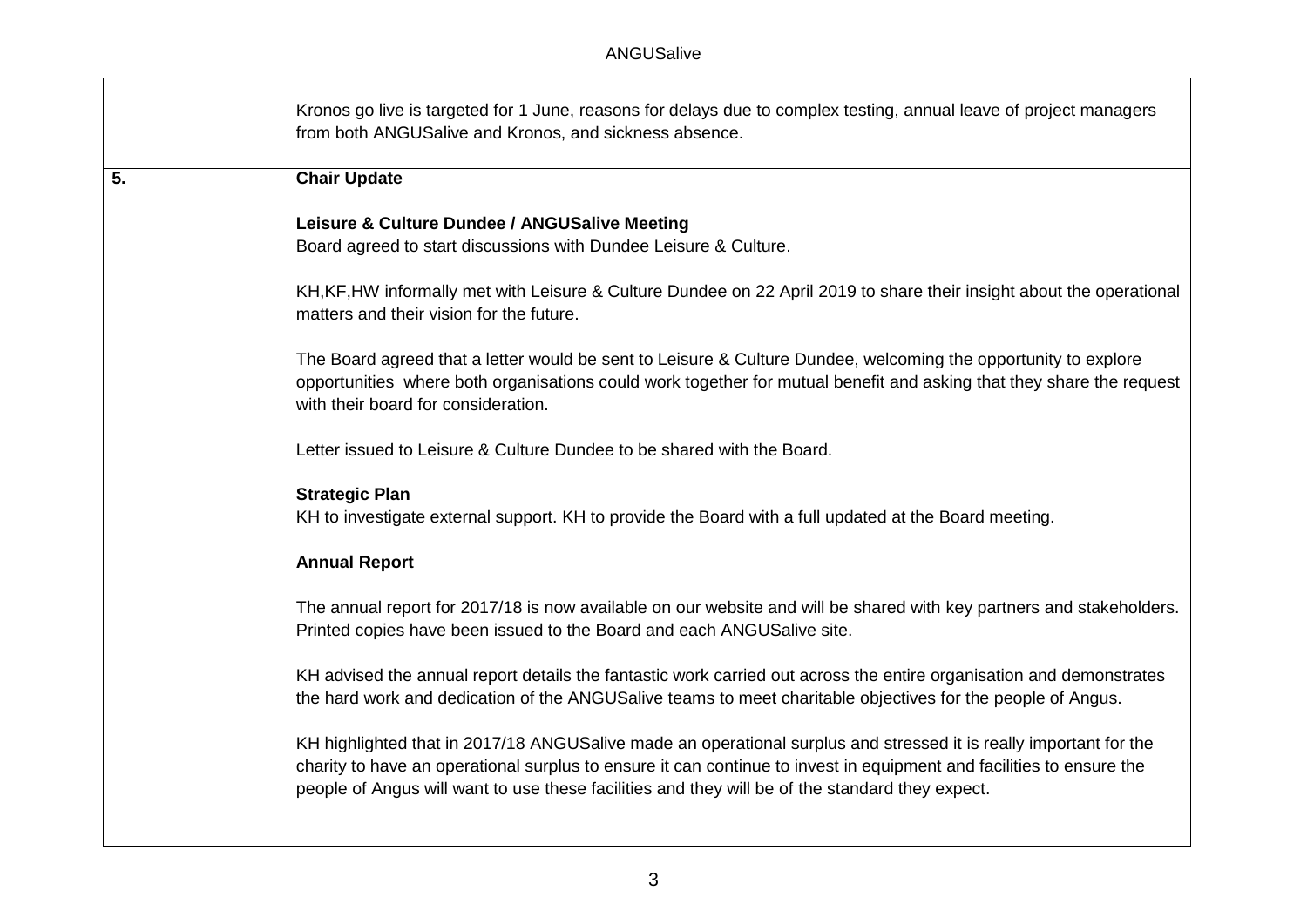| | |
|---|---|
| | Kronos go live is targeted for 1 June, reasons for delays due to complex testing, annual leave of project managers from both ANGUSalive and Kronos, and sickness absence. |
| **5.** | **Chair Update**<br><br>**Leisure & Culture Dundee / ANGUSalive Meeting**<br>Board agreed to start discussions with Dundee Leisure & Culture.<br><br>KH,KF,HW informally met with Leisure & Culture Dundee on 22 April 2019 to share their insight about the operational matters and their vision for the future.<br><br>The Board agreed that a letter would be sent to Leisure & Culture Dundee, welcoming the opportunity to explore opportunities where both organisations could work together for mutual benefit and asking that they share the request with their board for consideration.<br><br>Letter issued to Leisure & Culture Dundee to be shared with the Board.<br><br>**Strategic Plan**<br>KH to investigate external support. KH to provide the Board with a full updated at the Board meeting.<br><br>**Annual Report**<br><br>The annual report for 2017/18 is now available on our website and will be shared with key partners and stakeholders. Printed copies have been issued to the Board and each ANGUSalive site.<br><br>KH advised the annual report details the fantastic work carried out across the entire organisation and demonstrates the hard work and dedication of the ANGUSalive teams to meet charitable objectives for the people of Angus.<br><br>KH highlighted that in 2017/18 ANGUSalive made an operational surplus and stressed it is really important for the charity to have an operational surplus to ensure it can continue to invest in equipment and facilities to ensure the people of Angus will want to use these facilities and they will be of the standard they expect. |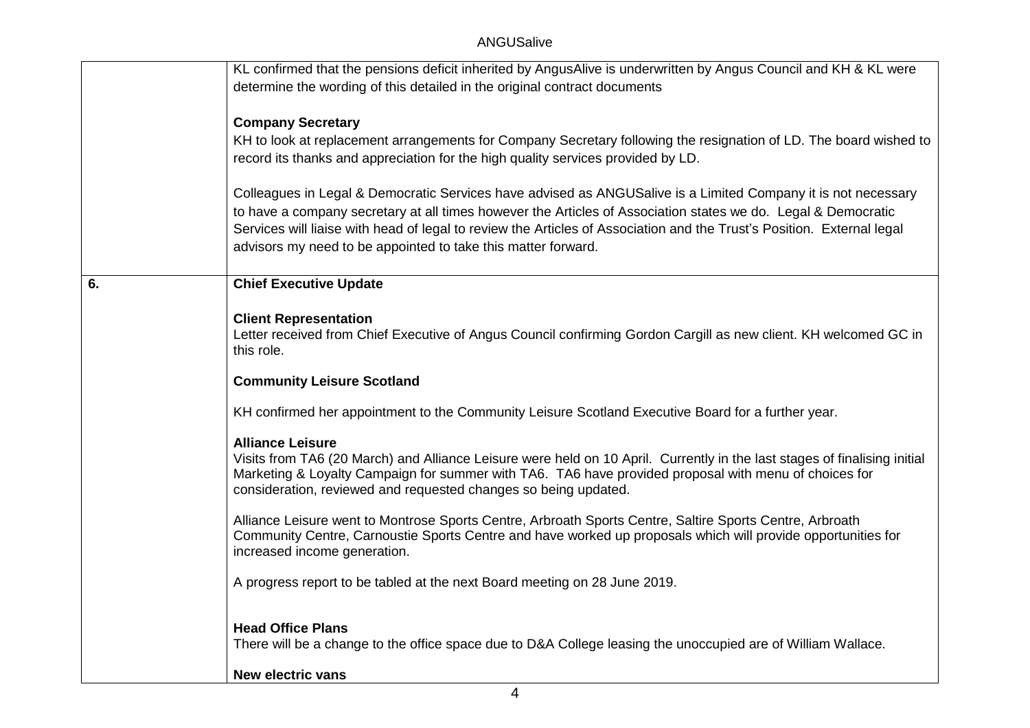| | |
|---|---|
| | KL confirmed that the pensions deficit inherited by AngusAlive is underwritten by Angus Council and KH & KL were determine the wording of this detailed in the original contract documents<br><br>**Company Secretary**<br>KH to look at replacement arrangements for Company Secretary following the resignation of LD. The board wished to record its thanks and appreciation for the high quality services provided by LD.<br><br>Colleagues in Legal & Democratic Services have advised as ANGUSalive is a Limited Company it is not necessary to have a company secretary at all times however the Articles of Association states we do. Legal & Democratic Services will liaise with head of legal to review the Articles of Association and the Trust's Position. External legal advisors my need to be appointed to take this matter forward. |
| **6.** | **Chief Executive Update**<br><br>**Client Representation**<br>Letter received from Chief Executive of Angus Council confirming Gordon Cargill as new client. KH welcomed GC in this role.<br><br>**Community Leisure Scotland**<br><br>KH confirmed her appointment to the Community Leisure Scotland Executive Board for a further year.<br><br>**Alliance Leisure**<br>Visits from TA6 (20 March) and Alliance Leisure were held on 10 April. Currently in the last stages of finalising initial Marketing & Loyalty Campaign for summer with TA6. TA6 have provided proposal with menu of choices for consideration, reviewed and requested changes so being updated.<br><br>Alliance Leisure went to Montrose Sports Centre, Arbroath Sports Centre, Saltire Sports Centre, Arbroath Community Centre, Carnoustie Sports Centre and have worked up proposals which will provide opportunities for increased income generation.<br><br>A progress report to be tabled at the next Board meeting on 28 June 2019.<br><br>**Head Office Plans**<br>There will be a change to the office space due to D&A College leasing the unoccupied are of William Wallace.<br><br>**New electric vans** |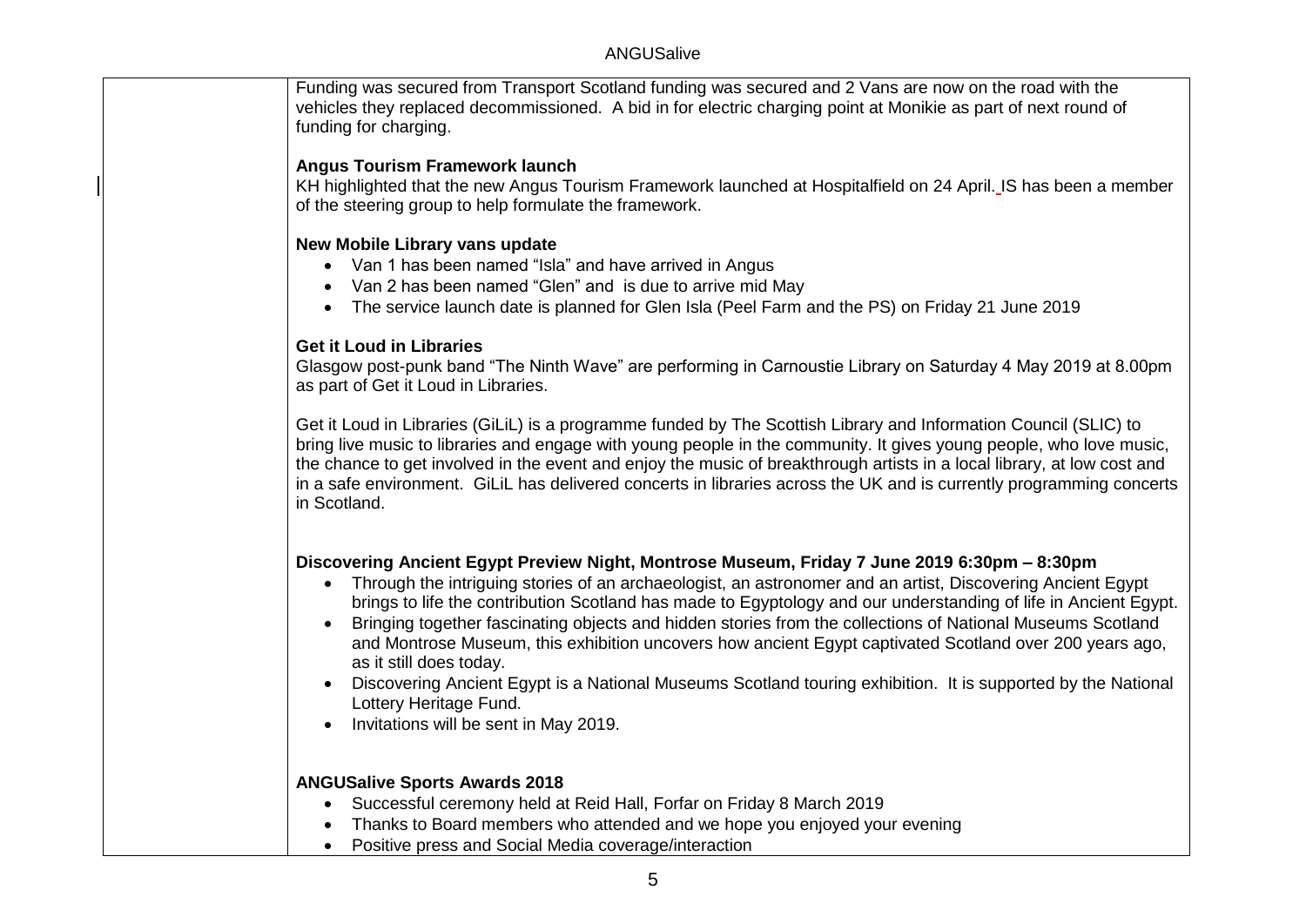Funding was secured from Transport Scotland funding was secured and 2 Vans are now on the road with the vehicles they replaced decommissioned. A bid in for electric charging point at Monikie as part of next round of funding for charging.

**Angus Tourism Framework launch**

KH highlighted that the new Angus Tourism Framework launched at Hospitalfield on 24 April. IS has been a member of the steering group to help formulate the framework.

**New Mobile Library vans update**

- Van 1 has been named "Isla" and have arrived in Angus
- Van 2 has been named "Glen" and is due to arrive mid May
- The service launch date is planned for Glen Isla (Peel Farm and the PS) on Friday 21 June 2019

**Get it Loud in Libraries**

Glasgow post-punk band "The Ninth Wave" are performing in Carnoustie Library on Saturday 4 May 2019 at 8.00pm as part of Get it Loud in Libraries.

Get it Loud in Libraries (GiLiL) is a programme funded by The Scottish Library and Information Council (SLIC) to bring live music to libraries and engage with young people in the community. It gives young people, who love music, the chance to get involved in the event and enjoy the music of breakthrough artists in a local library, at low cost and in a safe environment. GiLiL has delivered concerts in libraries across the UK and is currently programming concerts in Scotland.

**Discovering Ancient Egypt Preview Night, Montrose Museum, Friday 7 June 2019 6:30pm – 8:30pm**

- Through the intriguing stories of an archaeologist, an astronomer and an artist, Discovering Ancient Egypt brings to life the contribution Scotland has made to Egyptology and our understanding of life in Ancient Egypt.
- Bringing together fascinating objects and hidden stories from the collections of National Museums Scotland and Montrose Museum, this exhibition uncovers how ancient Egypt captivated Scotland over 200 years ago, as it still does today.
- Discovering Ancient Egypt is a National Museums Scotland touring exhibition. It is supported by the National Lottery Heritage Fund.
- Invitations will be sent in May 2019.

**ANGUSalive Sports Awards 2018**

- Successful ceremony held at Reid Hall, Forfar on Friday 8 March 2019
- Thanks to Board members who attended and we hope you enjoyed your evening
- Positive press and Social Media coverage/interaction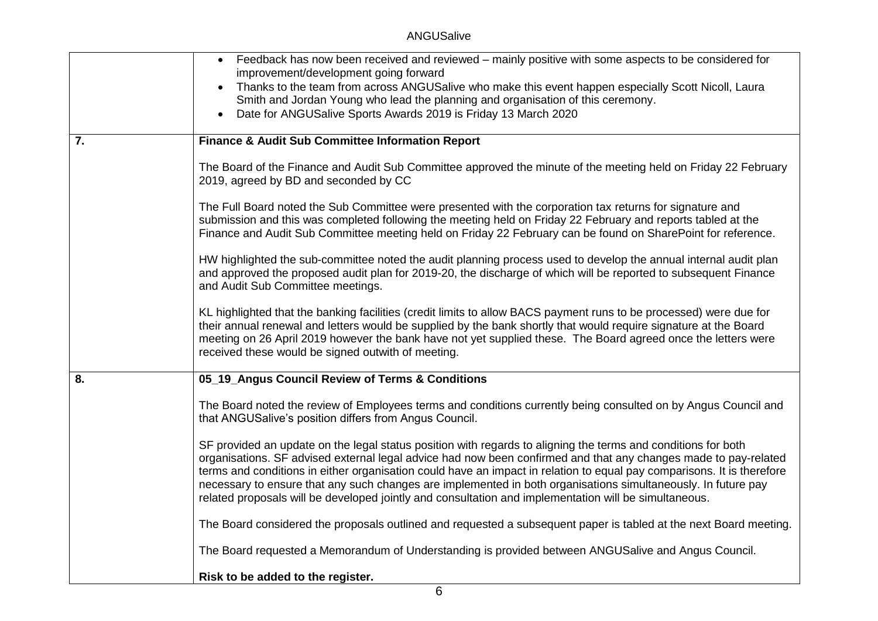| | |
|---|---|
| | • Feedback has now been received and reviewed – mainly positive with some aspects to be considered for improvement/development going forward<br>• Thanks to the team from across ANGUSalive who make this event happen especially Scott Nicoll, Laura Smith and Jordan Young who lead the planning and organisation of this ceremony.<br>• Date for ANGUSalive Sports Awards 2019 is Friday 13 March 2020 |
| **7.** | **Finance & Audit Sub Committee Information Report**<br><br>The Board of the Finance and Audit Sub Committee approved the minute of the meeting held on Friday 22 February 2019, agreed by BD and seconded by CC<br><br>The Full Board noted the Sub Committee were presented with the corporation tax returns for signature and submission and this was completed following the meeting held on Friday 22 February and reports tabled at the Finance and Audit Sub Committee meeting held on Friday 22 February can be found on SharePoint for reference.<br><br>HW highlighted the sub-committee noted the audit planning process used to develop the annual internal audit plan and approved the proposed audit plan for 2019-20, the discharge of which will be reported to subsequent Finance and Audit Sub Committee meetings.<br><br>KL highlighted that the banking facilities (credit limits to allow BACS payment runs to be processed) were due for their annual renewal and letters would be supplied by the bank shortly that would require signature at the Board meeting on 26 April 2019 however the bank have not yet supplied these. The Board agreed once the letters were received these would be signed outwith of meeting. |
| **8.** | **05_19_Angus Council Review of Terms & Conditions**<br><br>The Board noted the review of Employees terms and conditions currently being consulted on by Angus Council and that ANGUSalive's position differs from Angus Council.<br><br>SF provided an update on the legal status position with regards to aligning the terms and conditions for both organisations. SF advised external legal advice had now been confirmed and that any changes made to pay-related terms and conditions in either organisation could have an impact in relation to equal pay comparisons. It is therefore necessary to ensure that any such changes are implemented in both organisations simultaneously. In future pay related proposals will be developed jointly and consultation and implementation will be simultaneous.<br><br>The Board considered the proposals outlined and requested a subsequent paper is tabled at the next Board meeting.<br><br>The Board requested a Memorandum of Understanding is provided between ANGUSalive and Angus Council.<br><br>**Risk to be added to the register.** |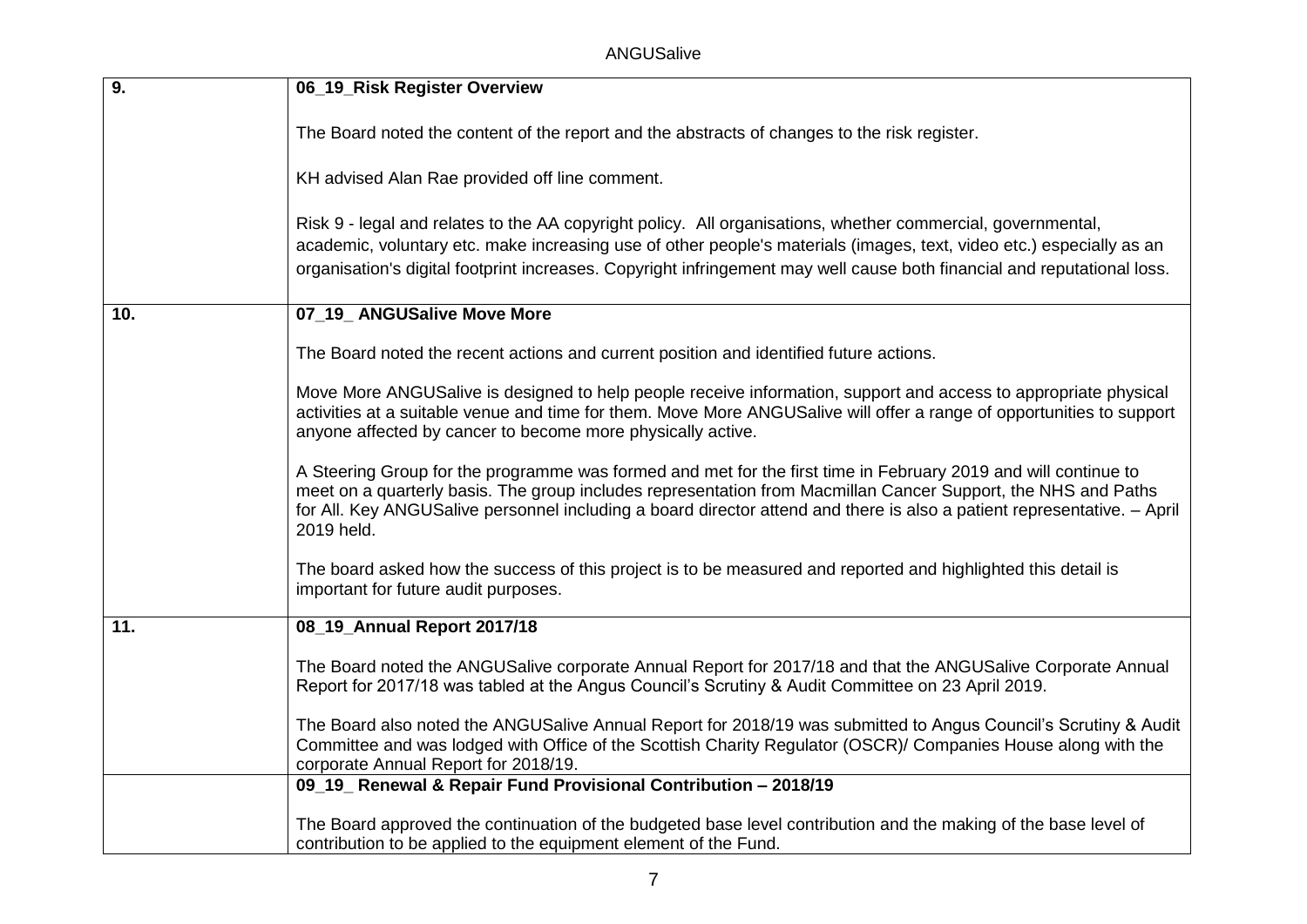| | |
|---|---|
| **9.** | **06_19_Risk Register Overview**<br><br>The Board noted the content of the report and the abstracts of changes to the risk register.<br><br>KH advised Alan Rae provided off line comment.<br><br>Risk 9 - legal and relates to the AA copyright policy. All organisations, whether commercial, governmental, academic, voluntary etc. make increasing use of other people's materials (images, text, video etc.) especially as an organisation's digital footprint increases. Copyright infringement may well cause both financial and reputational loss. |
| **10.** | **07_19_ ANGUSalive Move More**<br><br>The Board noted the recent actions and current position and identified future actions.<br><br>Move More ANGUSalive is designed to help people receive information, support and access to appropriate physical activities at a suitable venue and time for them. Move More ANGUSalive will offer a range of opportunities to support anyone affected by cancer to become more physically active.<br><br>A Steering Group for the programme was formed and met for the first time in February 2019 and will continue to meet on a quarterly basis. The group includes representation from Macmillan Cancer Support, the NHS and Paths for All. Key ANGUSalive personnel including a board director attend and there is also a patient representative. – April 2019 held.<br><br>The board asked how the success of this project is to be measured and reported and highlighted this detail is important for future audit purposes. |
| **11.** | **08_19_Annual Report 2017/18**<br><br>The Board noted the ANGUSalive corporate Annual Report for 2017/18 and that the ANGUSalive Corporate Annual Report for 2017/18 was tabled at the Angus Council's Scrutiny & Audit Committee on 23 April 2019.<br><br>The Board also noted the ANGUSalive Annual Report for 2018/19 was submitted to Angus Council's Scrutiny & Audit Committee and was lodged with Office of the Scottish Charity Regulator (OSCR)/ Companies House along with the corporate Annual Report for 2018/19. |
| | **09_19_ Renewal & Repair Fund Provisional Contribution – 2018/19**<br><br>The Board approved the continuation of the budgeted base level contribution and the making of the base level of contribution to be applied to the equipment element of the Fund. |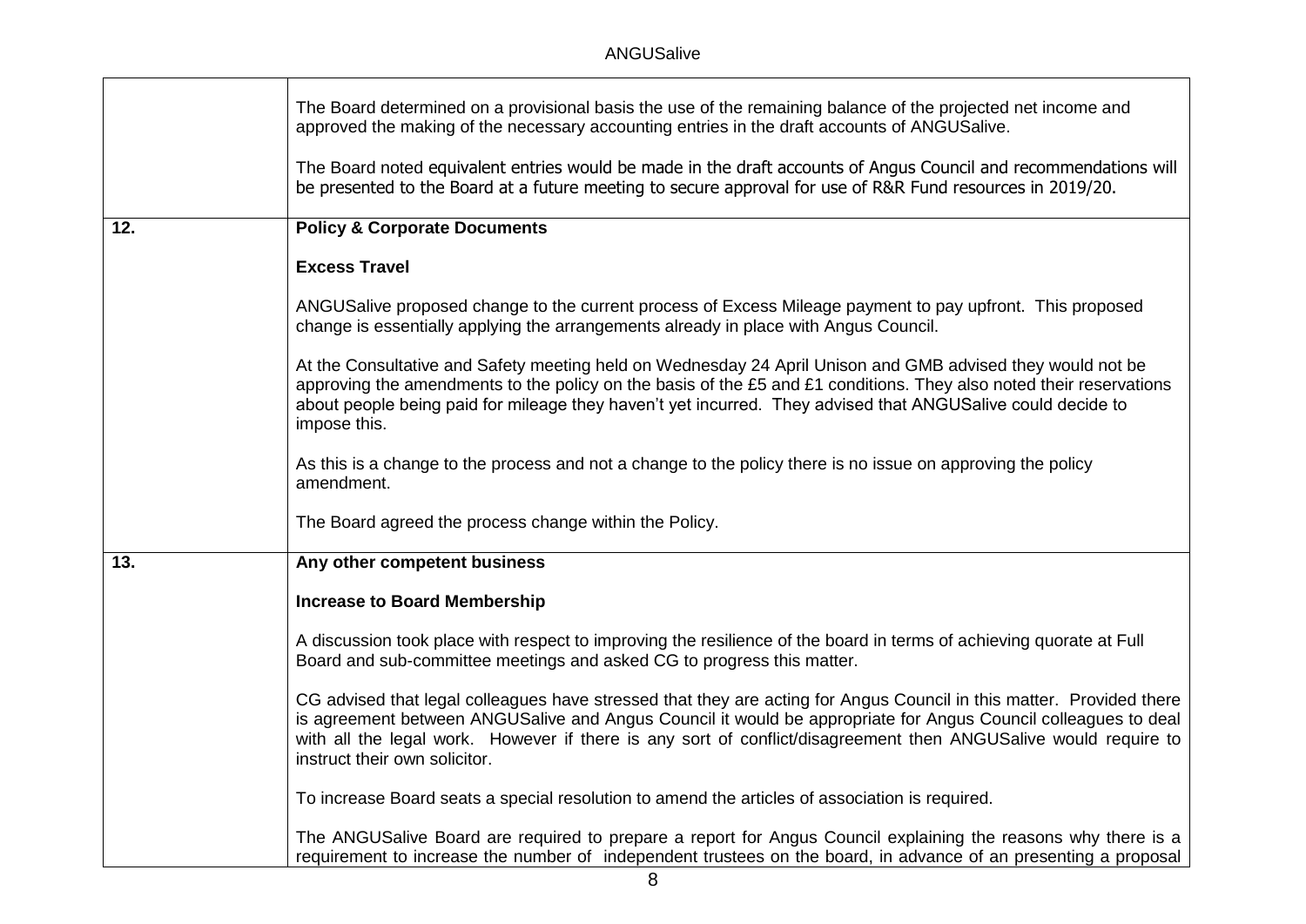| | |
|---|---|
| | The Board determined on a provisional basis the use of the remaining balance of the projected net income and approved the making of the necessary accounting entries in the draft accounts of ANGUSalive.<br><br>The Board noted equivalent entries would be made in the draft accounts of Angus Council and recommendations will be presented to the Board at a future meeting to secure approval for use of R&R Fund resources in 2019/20. |
| **12.** | **Policy & Corporate Documents**<br><br>**Excess Travel**<br><br>ANGUSalive proposed change to the current process of Excess Mileage payment to pay upfront. This proposed change is essentially applying the arrangements already in place with Angus Council.<br><br>At the Consultative and Safety meeting held on Wednesday 24 April Unison and GMB advised they would not be approving the amendments to the policy on the basis of the £5 and £1 conditions. They also noted their reservations about people being paid for mileage they haven't yet incurred. They advised that ANGUSalive could decide to impose this.<br><br>As this is a change to the process and not a change to the policy there is no issue on approving the policy amendment.<br><br>The Board agreed the process change within the Policy. |
| **13.** | **Any other competent business**<br><br>**Increase to Board Membership**<br><br>A discussion took place with respect to improving the resilience of the board in terms of achieving quorate at Full Board and sub-committee meetings and asked CG to progress this matter.<br><br>CG advised that legal colleagues have stressed that they are acting for Angus Council in this matter. Provided there is agreement between ANGUSalive and Angus Council it would be appropriate for Angus Council colleagues to deal with all the legal work. However if there is any sort of conflict/disagreement then ANGUSalive would require to instruct their own solicitor.<br><br>To increase Board seats a special resolution to amend the articles of association is required.<br><br>The ANGUSalive Board are required to prepare a report for Angus Council explaining the reasons why there is a requirement to increase the number of independent trustees on the board, in advance of an presenting a proposal |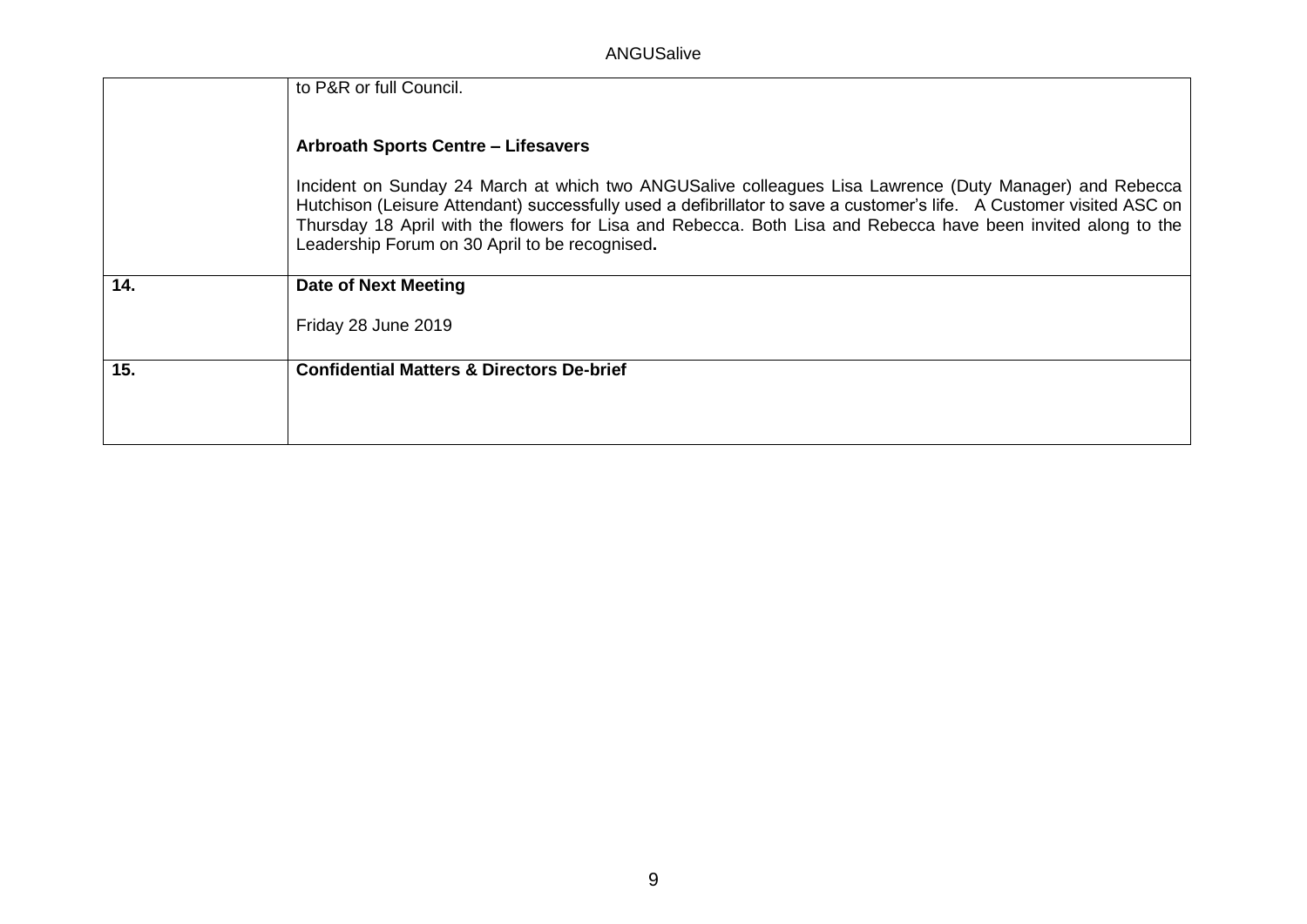| | |
|---|---|
| | to P&R or full Council.<br><br>**Arbroath Sports Centre – Lifesavers**<br><br>Incident on Sunday 24 March at which two ANGUSalive colleagues Lisa Lawrence (Duty Manager) and Rebecca Hutchison (Leisure Attendant) successfully used a defibrillator to save a customer's life. A Customer visited ASC on Thursday 18 April with the flowers for Lisa and Rebecca. Both Lisa and Rebecca have been invited along to the Leadership Forum on 30 April to be recognised**.** |
| **14.** | **Date of Next Meeting**<br><br>Friday 28 June 2019 |
| **15.** | **Confidential Matters & Directors De-brief** |